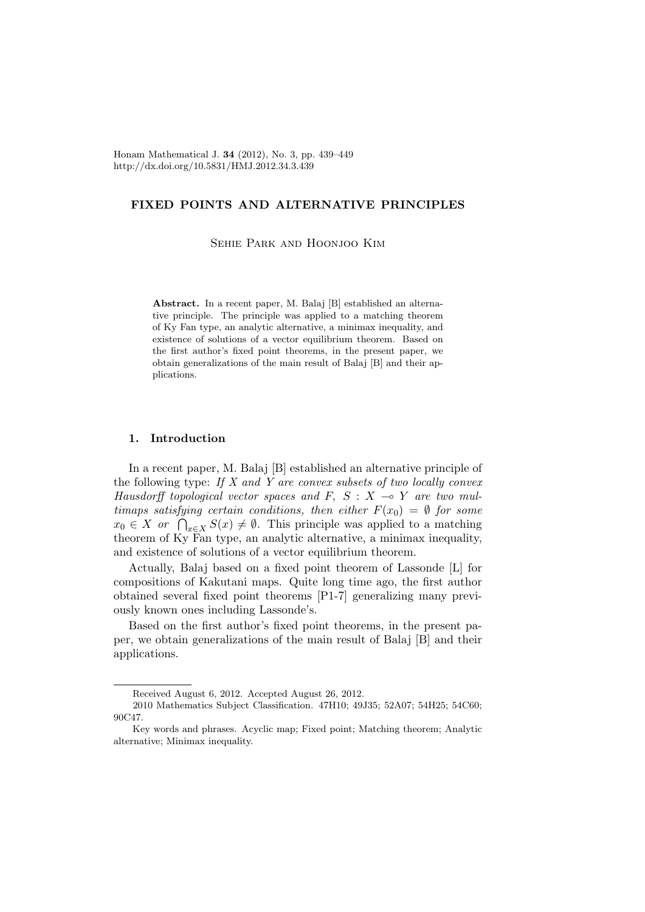Honam Mathematical J. **34** (2012), No. 3, pp. 439–449
http://dx.doi.org/10.5831/HMJ.2012.34.3.439

# FIXED POINTS AND ALTERNATIVE PRINCIPLES

Sehie Park and Hoonjoo Kim

**Abstract.** In a recent paper, M. Balaj [B] established an alternative principle. The principle was applied to a matching theorem of Ky Fan type, an analytic alternative, a minimax inequality, and existence of solutions of a vector equilibrium theorem. Based on the first author's fixed point theorems, in the present paper, we obtain generalizations of the main result of Balaj [B] and their applications.

## 1. Introduction

In a recent paper, M. Balaj [B] established an alternative principle of the following type: *If $X$ and $Y$ are convex subsets of two locally convex Hausdorff topological vector spaces and $F$, $S : X \multimap Y$ are two multimaps satisfying certain conditions, then either $F(x_0) = \emptyset$ for some $x_0 \in X$ or $\bigcap_{x \in X} S(x) \neq \emptyset$.* This principle was applied to a matching theorem of Ky Fan type, an analytic alternative, a minimax inequality, and existence of solutions of a vector equilibrium theorem.

Actually, Balaj based on a fixed point theorem of Lassonde [L] for compositions of Kakutani maps. Quite long time ago, the first author obtained several fixed point theorems [P1-7] generalizing many previously known ones including Lassonde's.

Based on the first author's fixed point theorems, in the present paper, we obtain generalizations of the main result of Balaj [B] and their applications.

Received August 6, 2012. Accepted August 26, 2012.

2010 Mathematics Subject Classification. 47H10; 49J35; 52A07; 54H25; 54C60; 90C47.

Key words and phrases. Acyclic map; Fixed point; Matching theorem; Analytic alternative; Minimax inequality.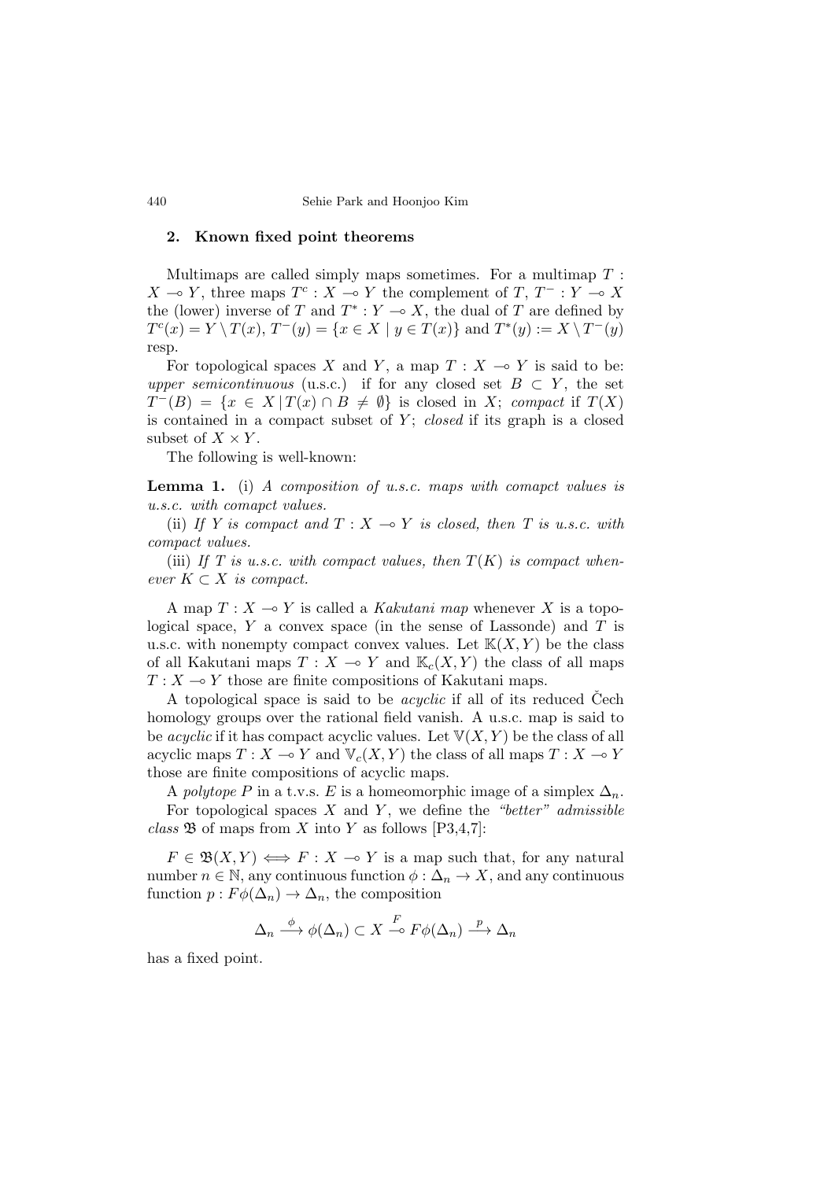## 2. Known fixed point theorems

Multimaps are called simply maps sometimes. For a multimap $T : X \multimap Y$, three maps $T^c : X \multimap Y$ the complement of $T$, $T^- : Y \multimap X$ the (lower) inverse of $T$ and $T^* : Y \multimap X$, the dual of $T$ are defined by $T^c(x) = Y \setminus T(x)$, $T^-(y) = \{x \in X \mid y \in T(x)\}$ and $T^*(y) := X \setminus T^-(y)$ resp.

For topological spaces $X$ and $Y$, a map $T : X \multimap Y$ is said to be: *upper semicontinuous* (u.s.c.) if for any closed set $B \subset Y$, the set $T^-(B) = \{x \in X \,|\, T(x) \cap B \neq \emptyset\}$ is closed in $X$; *compact* if $T(X)$ is contained in a compact subset of $Y$; *closed* if its graph is a closed subset of $X \times Y$.

The following is well-known:

**Lemma 1.** (i) *A composition of u.s.c. maps with comapct values is u.s.c. with comapct values.*

(ii) *If $Y$ is compact and $T : X \multimap Y$ is closed, then $T$ is u.s.c. with compact values.*

(iii) *If $T$ is u.s.c. with compact values, then $T(K)$ is compact whenever $K \subset X$ is compact.*

A map $T : X \multimap Y$ is called a *Kakutani map* whenever $X$ is a topological space, $Y$ a convex space (in the sense of Lassonde) and $T$ is u.s.c. with nonempty compact convex values. Let $\mathbb{K}(X, Y)$ be the class of all Kakutani maps $T : X \multimap Y$ and $\mathbb{K}_c(X, Y)$ the class of all maps $T : X \multimap Y$ those are finite compositions of Kakutani maps.

A topological space is said to be *acyclic* if all of its reduced Čech homology groups over the rational field vanish. A u.s.c. map is said to be *acyclic* if it has compact acyclic values. Let $\mathbb{V}(X, Y)$ be the class of all acyclic maps $T : X \multimap Y$ and $\mathbb{V}_c(X, Y)$ the class of all maps $T : X \multimap Y$ those are finite compositions of acyclic maps.

A *polytope* $P$ in a t.v.s. $E$ is a homeomorphic image of a simplex $\Delta_n$.

For topological spaces $X$ and $Y$, we define the *"better" admissible class* $\mathfrak{B}$ of maps from $X$ into $Y$ as follows [P3,4,7]:

$F \in \mathfrak{B}(X, Y) \iff F : X \multimap Y$ is a map such that, for any natural number $n \in \mathbb{N}$, any continuous function $\phi : \Delta_n \to X$, and any continuous function $p : F\phi(\Delta_n) \to \Delta_n$, the composition

$$\Delta_n \xrightarrow{\phi} \phi(\Delta_n) \subset X \overset{F}{\multimap} F\phi(\Delta_n) \xrightarrow{p} \Delta_n$$

has a fixed point.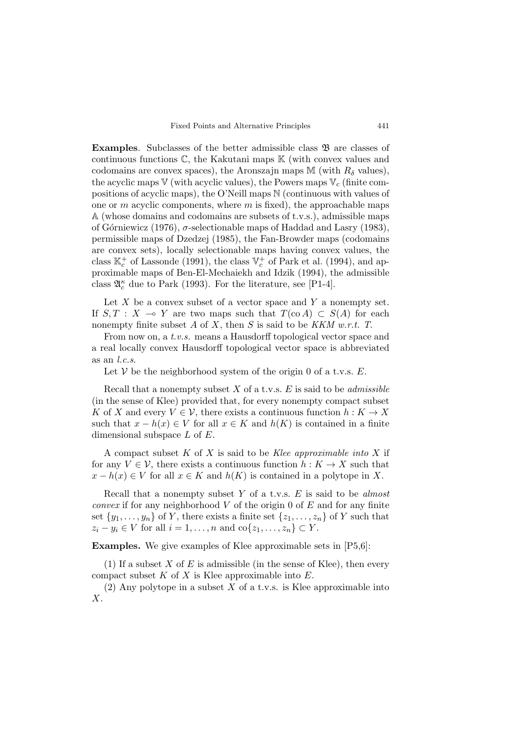**Examples**. Subclasses of the better admissible class $\mathfrak{B}$ are classes of continuous functions $\mathbb{C}$, the Kakutani maps $\mathbb{K}$ (with convex values and codomains are convex spaces), the Aronszajn maps $\mathbb{M}$ (with $R_\delta$ values), the acyclic maps $\mathbb{V}$ (with acyclic values), the Powers maps $\mathbb{V}_c$ (finite compositions of acyclic maps), the O'Neill maps $\mathbb{N}$ (continuous with values of one or $m$ acyclic components, where $m$ is fixed), the approachable maps $\mathbb{A}$ (whose domains and codomains are subsets of t.v.s.), admissible maps of Górniewicz (1976), $\sigma$-selectionable maps of Haddad and Lasry (1983), permissible maps of Dzedzej (1985), the Fan-Browder maps (codomains are convex sets), locally selectionable maps having convex values, the class $\mathbb{K}_c^+$ of Lassonde (1991), the class $\mathbb{V}_c^+$ of Park et al. (1994), and approximable maps of Ben-El-Mechaiekh and Idzik (1994), the admissible class $\mathfrak{A}_c^\kappa$ due to Park (1993). For the literature, see [P1-4].

Let $X$ be a convex subset of a vector space and $Y$ a nonempty set. If $S, T : X \multimap Y$ are two maps such that $T(\mathrm{co}\, A) \subset S(A)$ for each nonempty finite subset $A$ of $X$, then $S$ is said to be *KKM w.r.t. T*.

From now on, a *t.v.s.* means a Hausdorff topological vector space and a real locally convex Hausdorff topological vector space is abbreviated as an *l.c.s*.

Let $\mathcal{V}$ be the neighborhood system of the origin 0 of a t.v.s. $E$.

Recall that a nonempty subset $X$ of a t.v.s. $E$ is said to be *admissible* (in the sense of Klee) provided that, for every nonempty compact subset $K$ of $X$ and every $V \in \mathcal{V}$, there exists a continuous function $h : K \to X$ such that $x - h(x) \in V$ for all $x \in K$ and $h(K)$ is contained in a finite dimensional subspace $L$ of $E$.

A compact subset $K$ of $X$ is said to be *Klee approximable into* $X$ if for any $V \in \mathcal{V}$, there exists a continuous function $h : K \to X$ such that $x - h(x) \in V$ for all $x \in K$ and $h(K)$ is contained in a polytope in $X$.

Recall that a nonempty subset $Y$ of a t.v.s. $E$ is said to be *almost convex* if for any neighborhood $V$ of the origin 0 of $E$ and for any finite set $\{y_1, \ldots, y_n\}$ of $Y$, there exists a finite set $\{z_1, \ldots, z_n\}$ of $Y$ such that $z_i - y_i \in V$ for all $i = 1, \ldots, n$ and $\mathrm{co}\{z_1, \ldots, z_n\} \subset Y$.

**Examples.** We give examples of Klee approximable sets in [P5,6]:

(1) If a subset $X$ of $E$ is admissible (in the sense of Klee), then every compact subset $K$ of $X$ is Klee approximable into $E$.

(2) Any polytope in a subset $X$ of a t.v.s. is Klee approximable into $X$.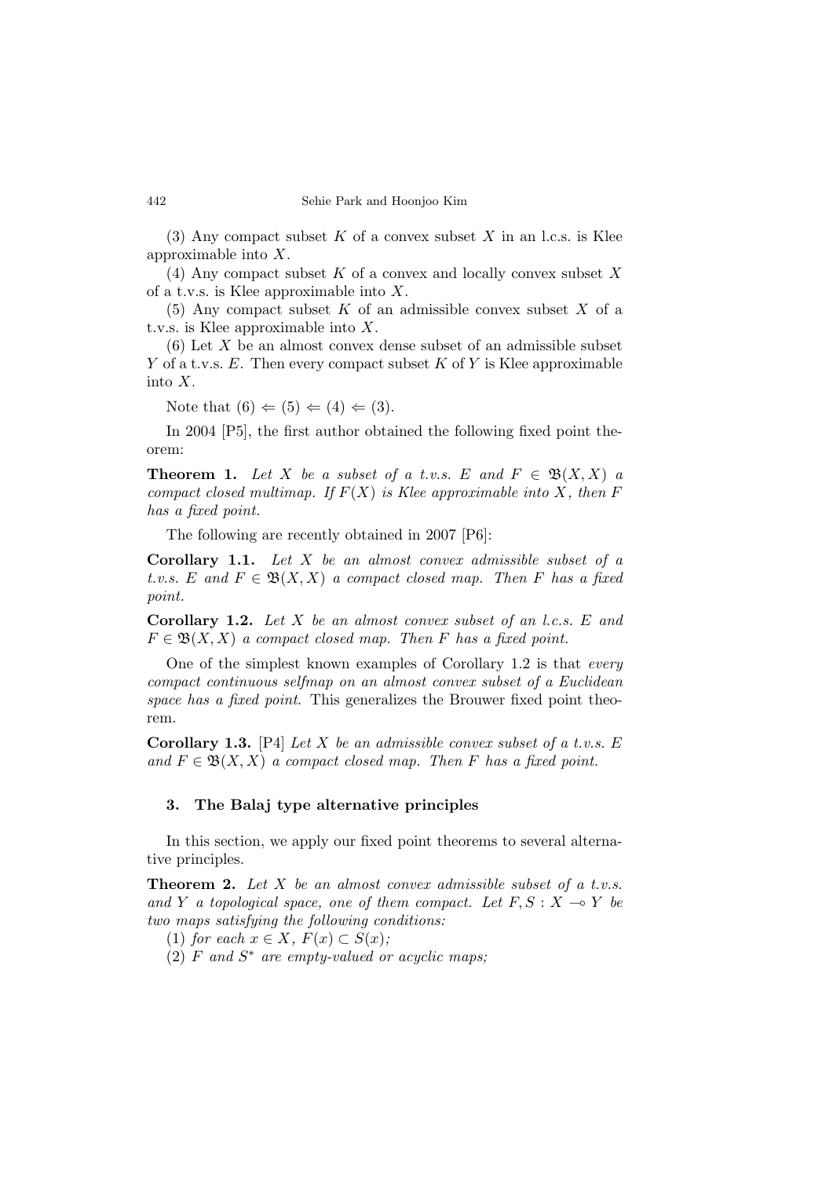(3) Any compact subset $K$ of a convex subset $X$ in an l.c.s. is Klee approximable into $X$.

(4) Any compact subset $K$ of a convex and locally convex subset $X$ of a t.v.s. is Klee approximable into $X$.

(5) Any compact subset $K$ of an admissible convex subset $X$ of a t.v.s. is Klee approximable into $X$.

(6) Let $X$ be an almost convex dense subset of an admissible subset $Y$ of a t.v.s. $E$. Then every compact subset $K$ of $Y$ is Klee approximable into $X$.

Note that $(6) \Leftarrow (5) \Leftarrow (4) \Leftarrow (3)$.

In 2004 [P5], the first author obtained the following fixed point theorem:

**Theorem 1.** *Let $X$ be a subset of a t.v.s. $E$ and $F \in \mathfrak{B}(X, X)$ a compact closed multimap. If $F(X)$ is Klee approximable into $X$, then $F$ has a fixed point.*

The following are recently obtained in 2007 [P6]:

**Corollary 1.1.** *Let $X$ be an almost convex admissible subset of a t.v.s. $E$ and $F \in \mathfrak{B}(X, X)$ a compact closed map. Then $F$ has a fixed point.*

**Corollary 1.2.** *Let $X$ be an almost convex subset of an l.c.s. $E$ and $F \in \mathfrak{B}(X, X)$ a compact closed map. Then $F$ has a fixed point.*

One of the simplest known examples of Corollary 1.2 is that *every compact continuous selfmap on an almost convex subset of a Euclidean space has a fixed point*. This generalizes the Brouwer fixed point theorem.

**Corollary 1.3.** [P4] *Let $X$ be an admissible convex subset of a t.v.s. $E$ and $F \in \mathfrak{B}(X, X)$ a compact closed map. Then $F$ has a fixed point.*

## 3. The Balaj type alternative principles

In this section, we apply our fixed point theorems to several alternative principles.

**Theorem 2.** *Let $X$ be an almost convex admissible subset of a t.v.s. and $Y$ a topological space, one of them compact. Let $F, S : X \multimap Y$ be two maps satisfying the following conditions:*

(1) *for each $x \in X$, $F(x) \subset S(x)$;*

(2) *$F$ and $S^*$ are empty-valued or acyclic maps;*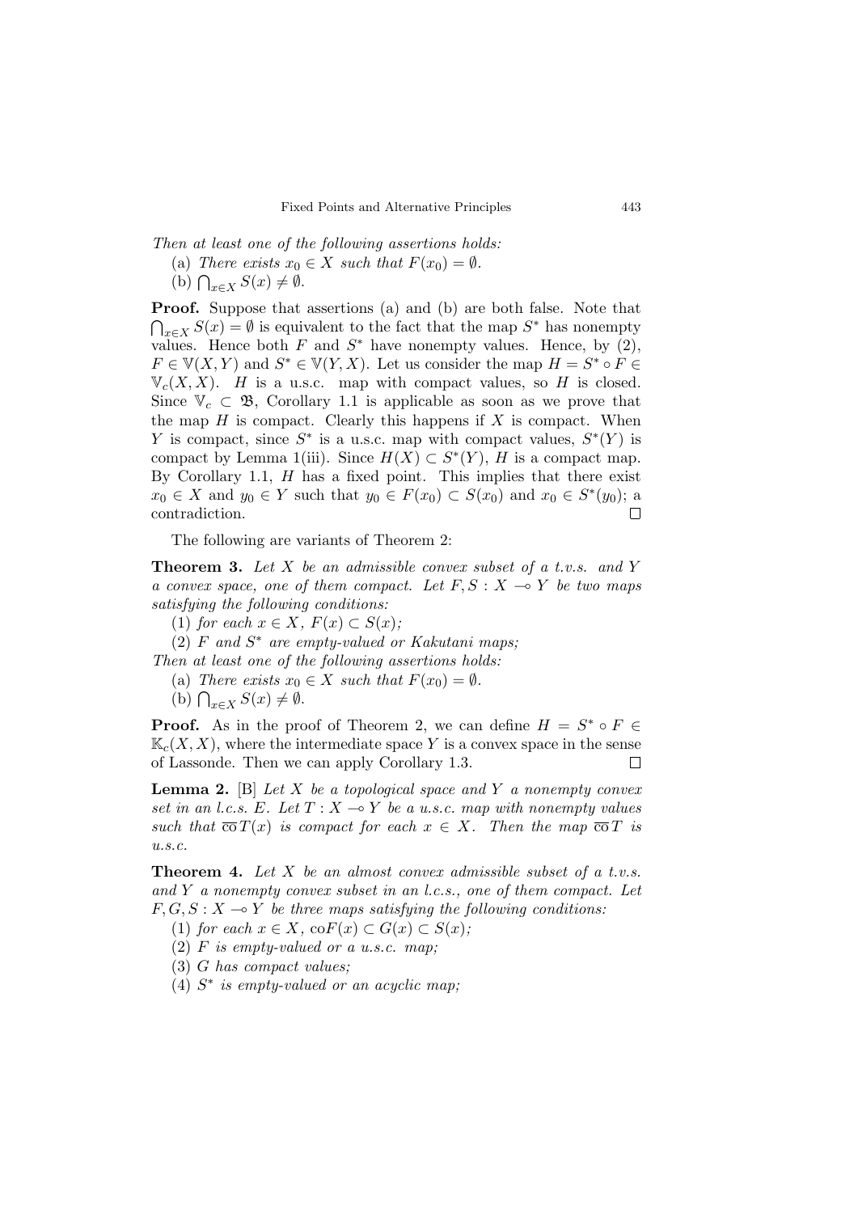*Then at least one of the following assertions holds:*

(a) *There exists $x_0 \in X$ such that $F(x_0) = \emptyset$.*

(b) $\bigcap_{x \in X} S(x) \neq \emptyset$.

**Proof.** Suppose that assertions (a) and (b) are both false. Note that $\bigcap_{x \in X} S(x) = \emptyset$ is equivalent to the fact that the map $S^*$ has nonempty values. Hence both $F$ and $S^*$ have nonempty values. Hence, by (2), $F \in \mathbb{V}(X, Y)$ and $S^* \in \mathbb{V}(Y, X)$. Let us consider the map $H = S^* \circ F \in \mathbb{V}_c(X, X)$. $H$ is a u.s.c. map with compact values, so $H$ is closed. Since $\mathbb{V}_c \subset \mathfrak{B}$, Corollary 1.1 is applicable as soon as we prove that the map $H$ is compact. Clearly this happens if $X$ is compact. When $Y$ is compact, since $S^*$ is a u.s.c. map with compact values, $S^*(Y)$ is compact by Lemma 1(iii). Since $H(X) \subset S^*(Y)$, $H$ is a compact map. By Corollary 1.1, $H$ has a fixed point. This implies that there exist $x_0 \in X$ and $y_0 \in Y$ such that $y_0 \in F(x_0) \subset S(x_0)$ and $x_0 \in S^*(y_0)$; a contradiction. □

The following are variants of Theorem 2:

**Theorem 3.** *Let $X$ be an admissible convex subset of a t.v.s. and $Y$ a convex space, one of them compact. Let $F, S : X \multimap Y$ be two maps satisfying the following conditions:*

(1) *for each $x \in X$, $F(x) \subset S(x)$;*

(2) *$F$ and $S^*$ are empty-valued or Kakutani maps;*

*Then at least one of the following assertions holds:*

(a) *There exists $x_0 \in X$ such that $F(x_0) = \emptyset$.*

(b) $\bigcap_{x \in X} S(x) \neq \emptyset$.

**Proof.** As in the proof of Theorem 2, we can define $H = S^* \circ F \in \mathbb{K}_c(X, X)$, where the intermediate space $Y$ is a convex space in the sense of Lassonde. Then we can apply Corollary 1.3. □

**Lemma 2.** [B] *Let $X$ be a topological space and $Y$ a nonempty convex set in an l.c.s. $E$. Let $T : X \multimap Y$ be a u.s.c. map with nonempty values such that $\overline{\text{co}}\, T(x)$ is compact for each $x \in X$. Then the map $\overline{\text{co}}\, T$ is u.s.c.*

**Theorem 4.** *Let $X$ be an almost convex admissible subset of a t.v.s. and $Y$ a nonempty convex subset in an l.c.s., one of them compact. Let $F, G, S : X \multimap Y$ be three maps satisfying the following conditions:*

(1) *for each $x \in X$, $\text{co}F(x) \subset G(x) \subset S(x)$;*

(2) *$F$ is empty-valued or a u.s.c. map;*

(3) *$G$ has compact values;*

(4) *$S^*$ is empty-valued or an acyclic map;*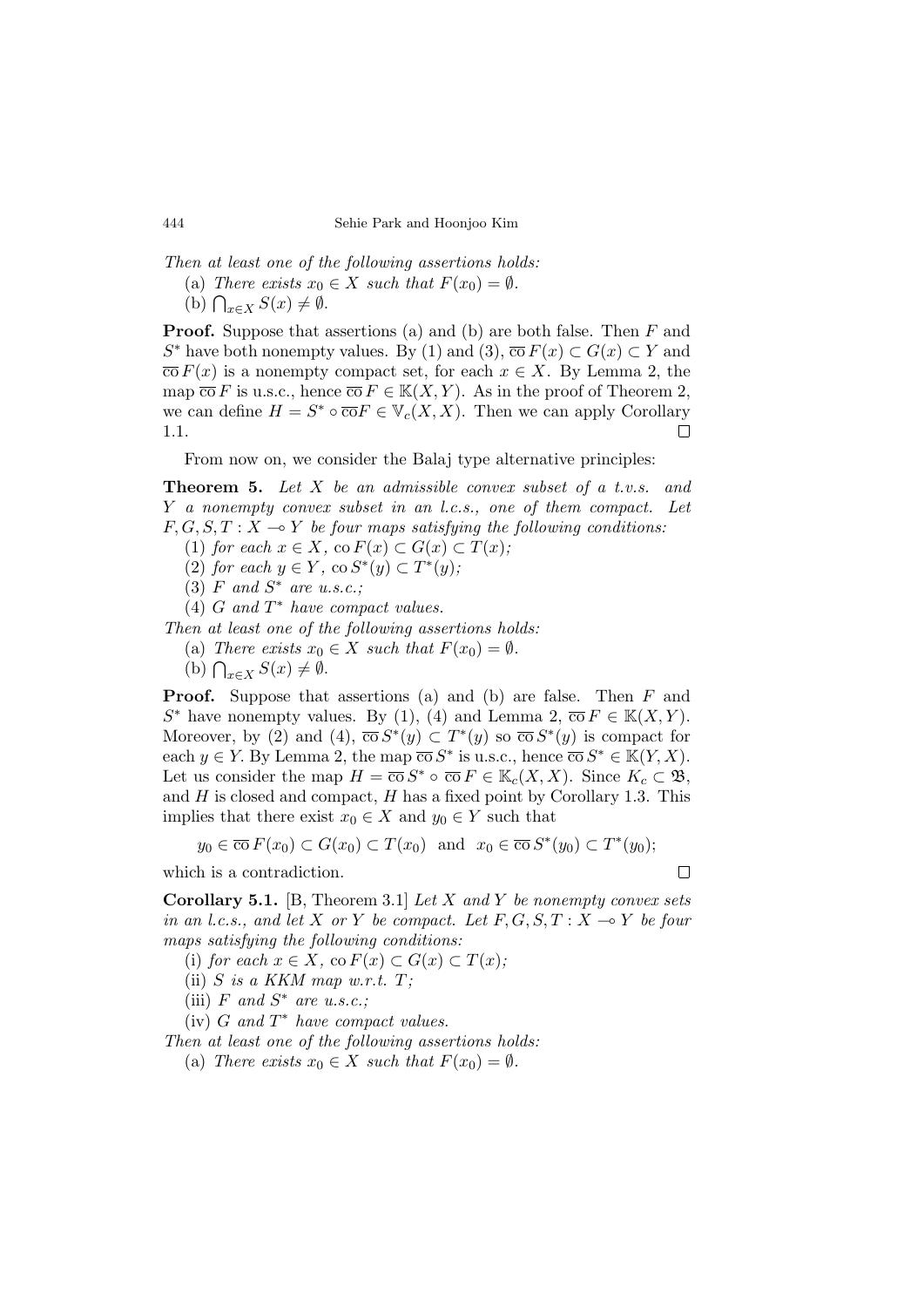*Then at least one of the following assertions holds:*

(a) *There exists $x_0 \in X$ such that $F(x_0) = \emptyset$.*

(b) $\bigcap_{x \in X} S(x) \neq \emptyset$*.*

**Proof.** Suppose that assertions (a) and (b) are both false. Then $F$ and $S^*$ have both nonempty values. By (1) and (3), $\overline{\mathrm{co}}\, F(x) \subset G(x) \subset Y$ and $\overline{\mathrm{co}}\, F(x)$ is a nonempty compact set, for each $x \in X$. By Lemma 2, the map $\overline{\mathrm{co}}\, F$ is u.s.c., hence $\overline{\mathrm{co}}\, F \in \mathbb{K}(X, Y)$. As in the proof of Theorem 2, we can define $H = S^* \circ \overline{\mathrm{co}} F \in \mathbb{V}_c(X, X)$. Then we can apply Corollary 1.1. $\square$

From now on, we consider the Balaj type alternative principles:

**Theorem 5.** *Let $X$ be an admissible convex subset of a t.v.s. and $Y$ a nonempty convex subset in an l.c.s., one of them compact. Let $F, G, S, T : X \multimap Y$ be four maps satisfying the following conditions:*

(1) *for each $x \in X$, $\mathrm{co}\, F(x) \subset G(x) \subset T(x)$;*

(2) *for each $y \in Y$, $\mathrm{co}\, S^*(y) \subset T^*(y)$;*

(3) *$F$ and $S^*$ are u.s.c.;*

(4) *$G$ and $T^*$ have compact values.*

*Then at least one of the following assertions holds:*

(a) *There exists $x_0 \in X$ such that $F(x_0) = \emptyset$.*

(b) $\bigcap_{x \in X} S(x) \neq \emptyset$*.*

**Proof.** Suppose that assertions (a) and (b) are false. Then $F$ and $S^*$ have nonempty values. By (1), (4) and Lemma 2, $\overline{\mathrm{co}}\, F \in \mathbb{K}(X, Y)$. Moreover, by (2) and (4), $\overline{\mathrm{co}}\, S^*(y) \subset T^*(y)$ so $\overline{\mathrm{co}}\, S^*(y)$ is compact for each $y \in Y$. By Lemma 2, the map $\overline{\mathrm{co}}\, S^*$ is u.s.c., hence $\overline{\mathrm{co}}\, S^* \in \mathbb{K}(Y, X)$. Let us consider the map $H = \overline{\mathrm{co}}\, S^* \circ \overline{\mathrm{co}}\, F \in \mathbb{K}_c(X, X)$. Since $K_c \subset \mathfrak{B}$, and $H$ is closed and compact, $H$ has a fixed point by Corollary 1.3. This implies that there exist $x_0 \in X$ and $y_0 \in Y$ such that

$$y_0 \in \overline{\mathrm{co}}\, F(x_0) \subset G(x_0) \subset T(x_0) \quad \text{and} \quad x_0 \in \overline{\mathrm{co}}\, S^*(y_0) \subset T^*(y_0);$$

which is a contradiction. $\square$

**Corollary 5.1.** [B, Theorem 3.1] *Let $X$ and $Y$ be nonempty convex sets in an l.c.s., and let $X$ or $Y$ be compact. Let $F, G, S, T : X \multimap Y$ be four maps satisfying the following conditions:*

(i) *for each $x \in X$, $\mathrm{co}\, F(x) \subset G(x) \subset T(x)$;*

(ii) *$S$ is a KKM map w.r.t. $T$;*

(iii) *$F$ and $S^*$ are u.s.c.;*

(iv) *$G$ and $T^*$ have compact values.*

*Then at least one of the following assertions holds:*

(a) *There exists $x_0 \in X$ such that $F(x_0) = \emptyset$.*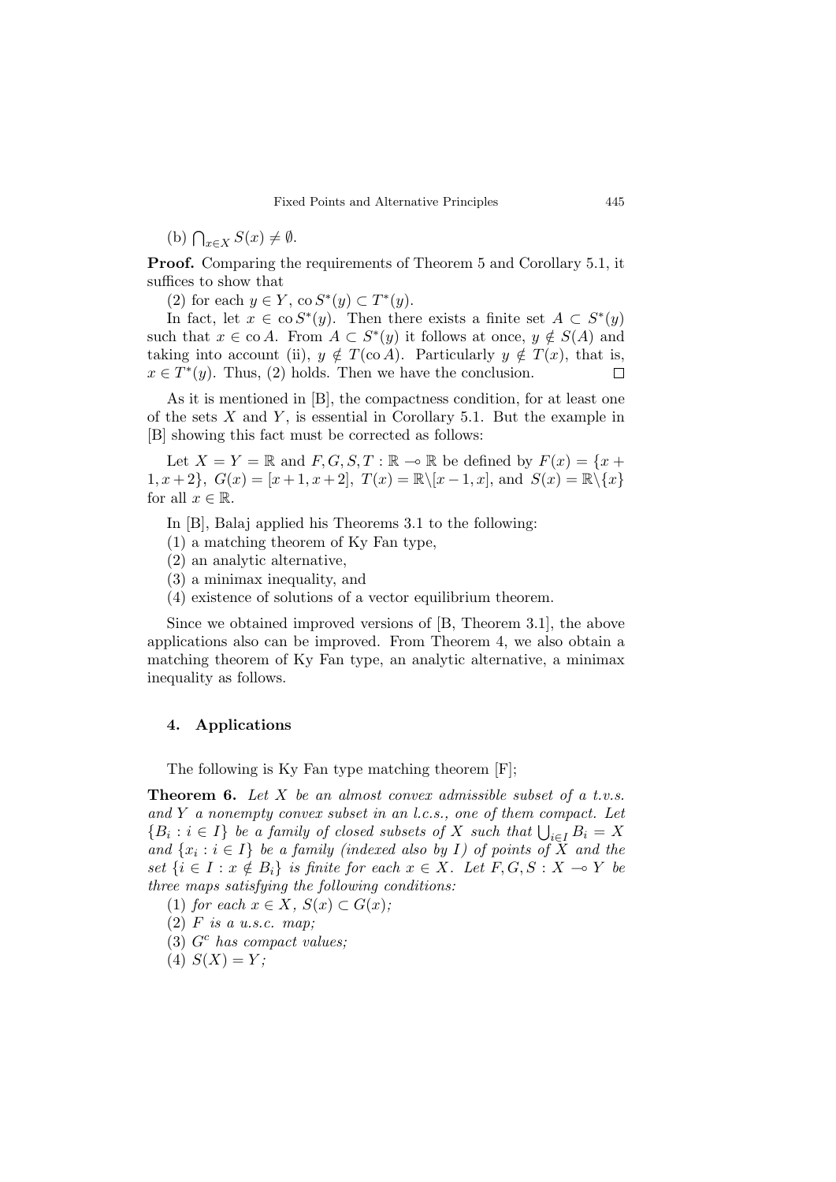(b) $\bigcap_{x \in X} S(x) \neq \emptyset$.

**Proof.** Comparing the requirements of Theorem 5 and Corollary 5.1, it suffices to show that

(2) for each $y \in Y$, $\operatorname{co} S^*(y) \subset T^*(y)$.

In fact, let $x \in \operatorname{co} S^*(y)$. Then there exists a finite set $A \subset S^*(y)$ such that $x \in \operatorname{co} A$. From $A \subset S^*(y)$ it follows at once, $y \notin S(A)$ and taking into account (ii), $y \notin T(\operatorname{co} A)$. Particularly $y \notin T(x)$, that is, $x \in T^*(y)$. Thus, (2) holds. Then we have the conclusion. □

As it is mentioned in [B], the compactness condition, for at least one of the sets $X$ and $Y$, is essential in Corollary 5.1. But the example in [B] showing this fact must be corrected as follows:

Let $X = Y = \mathbb{R}$ and $F, G, S, T : \mathbb{R} \multimap \mathbb{R}$ be defined by $F(x) = \{x + 1, x + 2\}$, $G(x) = [x + 1, x + 2]$, $T(x) = \mathbb{R} \backslash [x - 1, x]$, and $S(x) = \mathbb{R} \backslash \{x\}$ for all $x \in \mathbb{R}$.

In [B], Balaj applied his Theorems 3.1 to the following:

(1) a matching theorem of Ky Fan type,

(2) an analytic alternative,

(3) a minimax inequality, and

(4) existence of solutions of a vector equilibrium theorem.

Since we obtained improved versions of [B, Theorem 3.1], the above applications also can be improved. From Theorem 4, we also obtain a matching theorem of Ky Fan type, an analytic alternative, a minimax inequality as follows.

## 4. Applications

The following is Ky Fan type matching theorem [F];

**Theorem 6.** *Let $X$ be an almost convex admissible subset of a t.v.s. and $Y$ a nonempty convex subset in an l.c.s., one of them compact. Let $\{B_i : i \in I\}$ be a family of closed subsets of $X$ such that $\bigcup_{i \in I} B_i = X$ and $\{x_i : i \in I\}$ be a family (indexed also by $I$) of points of $X$ and the set $\{i \in I : x \notin B_i\}$ is finite for each $x \in X$. Let $F, G, S : X \multimap Y$ be three maps satisfying the following conditions:*

*(1) for each $x \in X$, $S(x) \subset G(x)$;*

*(2) $F$ is a u.s.c. map;*

*(3) $G^c$ has compact values;*

*(4) $S(X) = Y$;*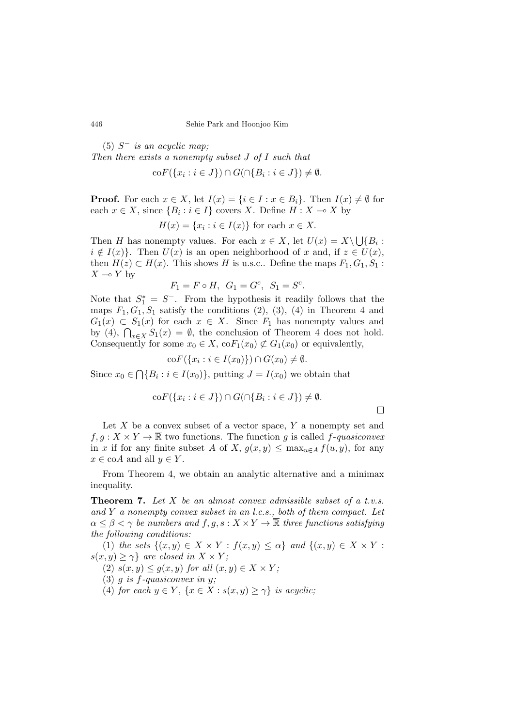(5) $S^-$ *is an acyclic map;*

*Then there exists a nonempty subset $J$ of $I$ such that*

$$\mathrm{co}F(\{x_i : i \in J\}) \cap G(\cap\{B_i : i \in J\}) \neq \emptyset.$$

**Proof.** For each $x \in X$, let $I(x) = \{i \in I : x \in B_i\}$. Then $I(x) \neq \emptyset$ for each $x \in X$, since $\{B_i : i \in I\}$ covers $X$. Define $H : X \multimap X$ by

$$H(x) = \{x_i : i \in I(x)\} \text{ for each } x \in X.$$

Then $H$ has nonempty values. For each $x \in X$, let $U(x) = X \setminus \bigcup\{B_i : i \notin I(x)\}$. Then $U(x)$ is an open neighborhood of $x$ and, if $z \in U(x)$, then $H(z) \subset H(x)$. This shows $H$ is u.s.c.. Define the maps $F_1, G_1, S_1 : X \multimap Y$ by

$$F_1 = F \circ H, \;\; G_1 = G^c, \;\; S_1 = S^c.$$

Note that $S_1^* = S^-$. From the hypothesis it readily follows that the maps $F_1, G_1, S_1$ satisfy the conditions (2), (3), (4) in Theorem 4 and $G_1(x) \subset S_1(x)$ for each $x \in X$. Since $F_1$ has nonempty values and by (4), $\bigcap_{x \in X} S_1(x) = \emptyset$, the conclusion of Theorem 4 does not hold. Consequently for some $x_0 \in X$, $\mathrm{co}F_1(x_0) \not\subset G_1(x_0)$ or equivalently,

$$\mathrm{co}F(\{x_i : i \in I(x_0)\}) \cap G(x_0) \neq \emptyset.$$

Since $x_0 \in \bigcap\{B_i : i \in I(x_0)\}$, putting $J = I(x_0)$ we obtain that

$$\mathrm{co}F(\{x_i : i \in J\}) \cap G(\cap\{B_i : i \in J\}) \neq \emptyset.$$

$\square$

Let $X$ be a convex subset of a vector space, $Y$ a nonempty set and $f, g : X \times Y \to \overline{\mathbb{R}}$ two functions. The function $g$ is called *$f$-quasiconvex* in $x$ if for any finite subset $A$ of $X$, $g(x, y) \leq \max_{u \in A} f(u, y)$, for any $x \in \mathrm{co}A$ and all $y \in Y$.

From Theorem 4, we obtain an analytic alternative and a minimax inequality.

**Theorem 7.** *Let $X$ be an almost convex admissible subset of a t.v.s. and $Y$ a nonempty convex subset in an l.c.s., both of them compact. Let $\alpha \leq \beta < \gamma$ be numbers and $f, g, s : X \times Y \to \overline{\mathbb{R}}$ three functions satisfying the following conditions:*

(1) *the sets $\{(x, y) \in X \times Y : f(x, y) \leq \alpha\}$ and $\{(x, y) \in X \times Y : s(x, y) \geq \gamma\}$ are closed in $X \times Y$;*

(2) *$s(x, y) \leq g(x, y)$ for all $(x, y) \in X \times Y$;*

(3) *$g$ is $f$-quasiconvex in $y$;*

(4) *for each $y \in Y$, $\{x \in X : s(x, y) \geq \gamma\}$ is acyclic;*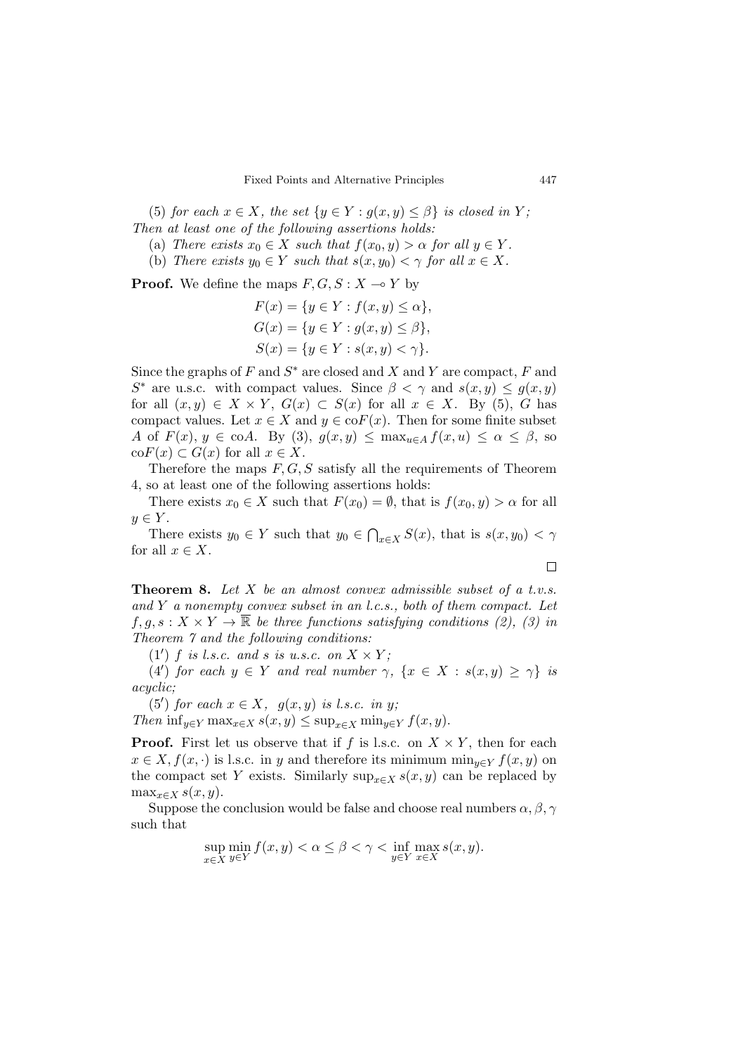(5) *for each $x \in X$, the set $\{y \in Y : g(x, y) \leq \beta\}$ is closed in $Y$;*
*Then at least one of the following assertions holds:*

(a) *There exists $x_0 \in X$ such that $f(x_0, y) > \alpha$ for all $y \in Y$.*

(b) *There exists $y_0 \in Y$ such that $s(x, y_0) < \gamma$ for all $x \in X$.*

**Proof.** We define the maps $F, G, S : X \multimap Y$ by

$$F(x) = \{y \in Y : f(x, y) \leq \alpha\},$$
$$G(x) = \{y \in Y : g(x, y) \leq \beta\},$$
$$S(x) = \{y \in Y : s(x, y) < \gamma\}.$$

Since the graphs of $F$ and $S^*$ are closed and $X$ and $Y$ are compact, $F$ and $S^*$ are u.s.c. with compact values. Since $\beta < \gamma$ and $s(x, y) \leq g(x, y)$ for all $(x, y) \in X \times Y$, $G(x) \subset S(x)$ for all $x \in X$. By (5), $G$ has compact values. Let $x \in X$ and $y \in \mathrm{co}F(x)$. Then for some finite subset $A$ of $F(x)$, $y \in \mathrm{co}A$. By (3), $g(x, y) \leq \max_{u \in A} f(x, u) \leq \alpha \leq \beta$, so $\mathrm{co}F(x) \subset G(x)$ for all $x \in X$.

Therefore the maps $F, G, S$ satisfy all the requirements of Theorem 4, so at least one of the following assertions holds:

There exists $x_0 \in X$ such that $F(x_0) = \emptyset$, that is $f(x_0, y) > \alpha$ for all $y \in Y$.

There exists $y_0 \in Y$ such that $y_0 \in \bigcap_{x \in X} S(x)$, that is $s(x, y_0) < \gamma$ for all $x \in X$.

□

**Theorem 8.** *Let $X$ be an almost convex admissible subset of a t.v.s. and $Y$ a nonempty convex subset in an l.c.s., both of them compact. Let $f, g, s : X \times Y \to \overline{\mathbb{R}}$ be three functions satisfying conditions (2), (3) in Theorem 7 and the following conditions:*

($1'$) *$f$ is l.s.c. and $s$ is u.s.c. on $X \times Y$;*

($4'$) *for each $y \in Y$ and real number $\gamma$, $\{x \in X : s(x, y) \geq \gamma\}$ is acyclic;*

($5'$) *for each $x \in X$, $g(x, y)$ is l.s.c. in $y$;*

*Then $\inf_{y \in Y} \max_{x \in X} s(x, y) \leq \sup_{x \in X} \min_{y \in Y} f(x, y)$.*

**Proof.** First let us observe that if $f$ is l.s.c. on $X \times Y$, then for each $x \in X, f(x, \cdot)$ is l.s.c. in $y$ and therefore its minimum $\min_{y \in Y} f(x, y)$ on the compact set $Y$ exists. Similarly $\sup_{x \in X} s(x, y)$ can be replaced by $\max_{x \in X} s(x, y)$.

Suppose the conclusion would be false and choose real numbers $\alpha, \beta, \gamma$ such that

$$\sup_{x \in X} \min_{y \in Y} f(x, y) < \alpha \leq \beta < \gamma < \inf_{y \in Y} \max_{x \in X} s(x, y).$$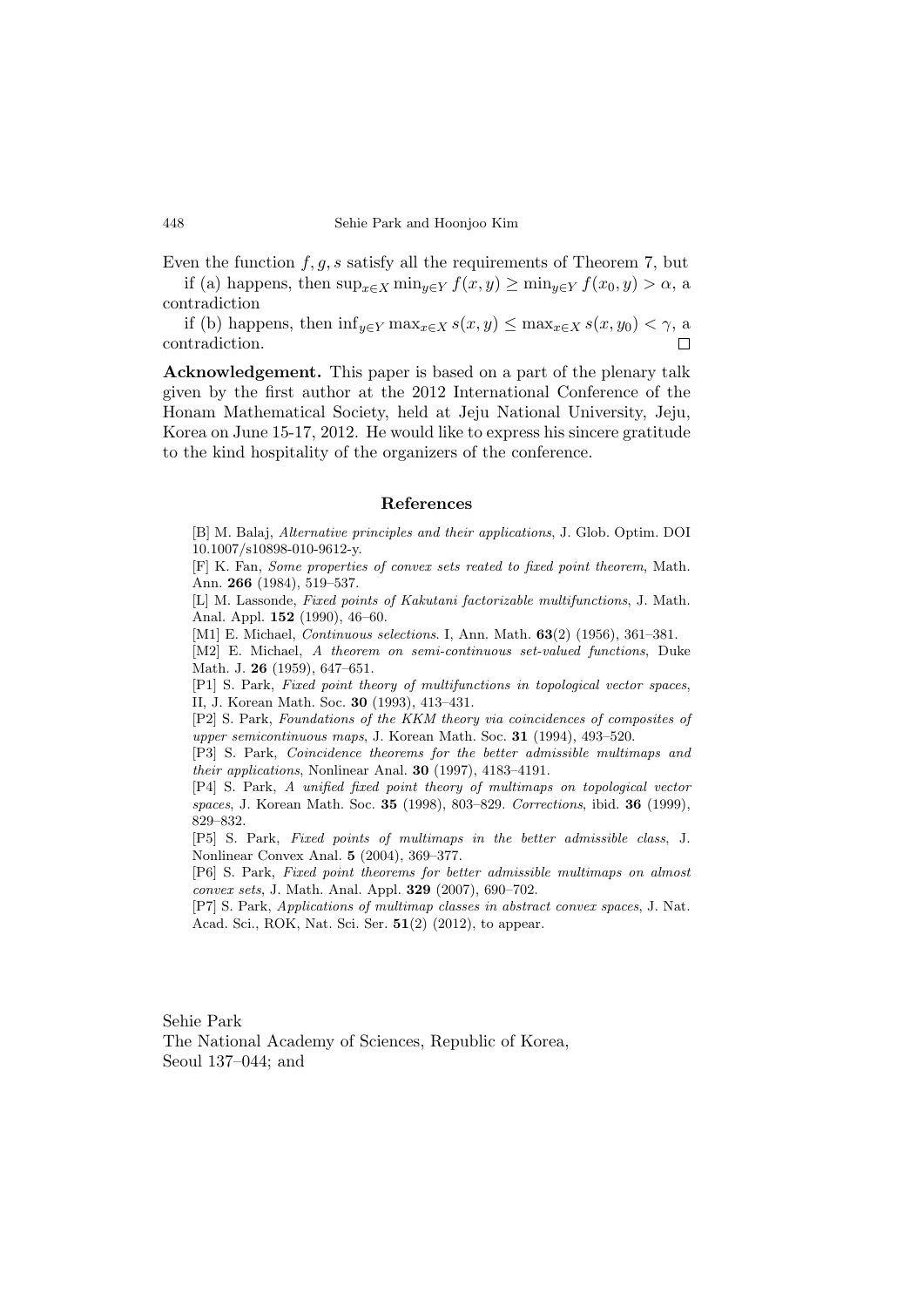Even the function $f, g, s$ satisfy all the requirements of Theorem 7, but

if (a) happens, then $\sup_{x \in X} \min_{y \in Y} f(x, y) \geq \min_{y \in Y} f(x_0, y) > \alpha$, a contradiction

if (b) happens, then $\inf_{y \in Y} \max_{x \in X} s(x, y) \leq \max_{x \in X} s(x, y_0) < \gamma$, a contradiction. □

**Acknowledgement.** This paper is based on a part of the plenary talk given by the first author at the 2012 International Conference of the Honam Mathematical Society, held at Jeju National University, Jeju, Korea on June 15-17, 2012. He would like to express his sincere gratitude to the kind hospitality of the organizers of the conference.

## References

[B] M. Balaj, *Alternative principles and their applications*, J. Glob. Optim. DOI 10.1007/s10898-010-9612-y.

[F] K. Fan, *Some properties of convex sets reated to fixed point theorem*, Math. Ann. **266** (1984), 519–537.

[L] M. Lassonde, *Fixed points of Kakutani factorizable multifunctions*, J. Math. Anal. Appl. **152** (1990), 46–60.

[M1] E. Michael, *Continuous selections*. I, Ann. Math. **63**(2) (1956), 361–381.

[M2] E. Michael, *A theorem on semi-continuous set-valued functions*, Duke Math. J. **26** (1959), 647–651.

[P1] S. Park, *Fixed point theory of multifunctions in topological vector spaces*, II, J. Korean Math. Soc. **30** (1993), 413–431.

[P2] S. Park, *Foundations of the KKM theory via coincidences of composites of upper semicontinuous maps*, J. Korean Math. Soc. **31** (1994), 493–520.

[P3] S. Park, *Coincidence theorems for the better admissible multimaps and their applications*, Nonlinear Anal. **30** (1997), 4183–4191.

[P4] S. Park, *A unified fixed point theory of multimaps on topological vector spaces*, J. Korean Math. Soc. **35** (1998), 803–829. *Corrections*, ibid. **36** (1999), 829–832.

[P5] S. Park, *Fixed points of multimaps in the better admissible class*, J. Nonlinear Convex Anal. **5** (2004), 369–377.

[P6] S. Park, *Fixed point theorems for better admissible multimaps on almost convex sets*, J. Math. Anal. Appl. **329** (2007), 690–702.

[P7] S. Park, *Applications of multimap classes in abstract convex spaces*, J. Nat. Acad. Sci., ROK, Nat. Sci. Ser. **51**(2) (2012), to appear.

Sehie Park
The National Academy of Sciences, Republic of Korea,
Seoul 137–044; and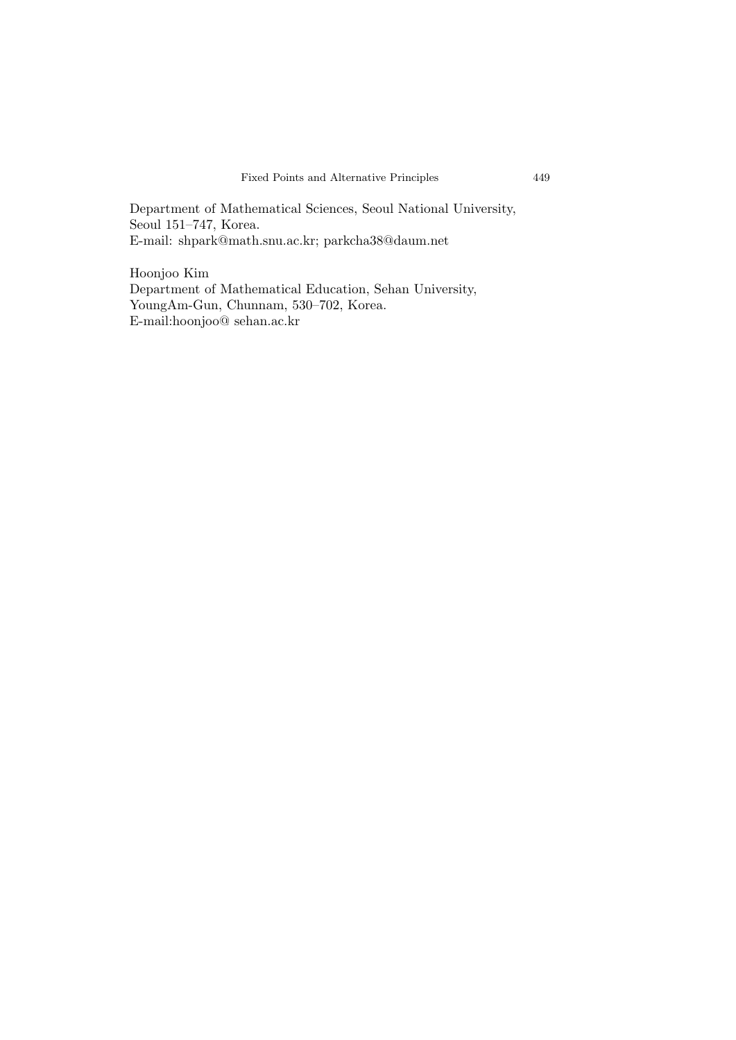Department of Mathematical Sciences, Seoul National University,
Seoul 151–747, Korea.
E-mail: shpark@math.snu.ac.kr; parkcha38@daum.net

Hoonjoo Kim
Department of Mathematical Education, Sehan University,
YoungAm-Gun, Chunnam, 530–702, Korea.
E-mail:hoonjoo@ sehan.ac.kr